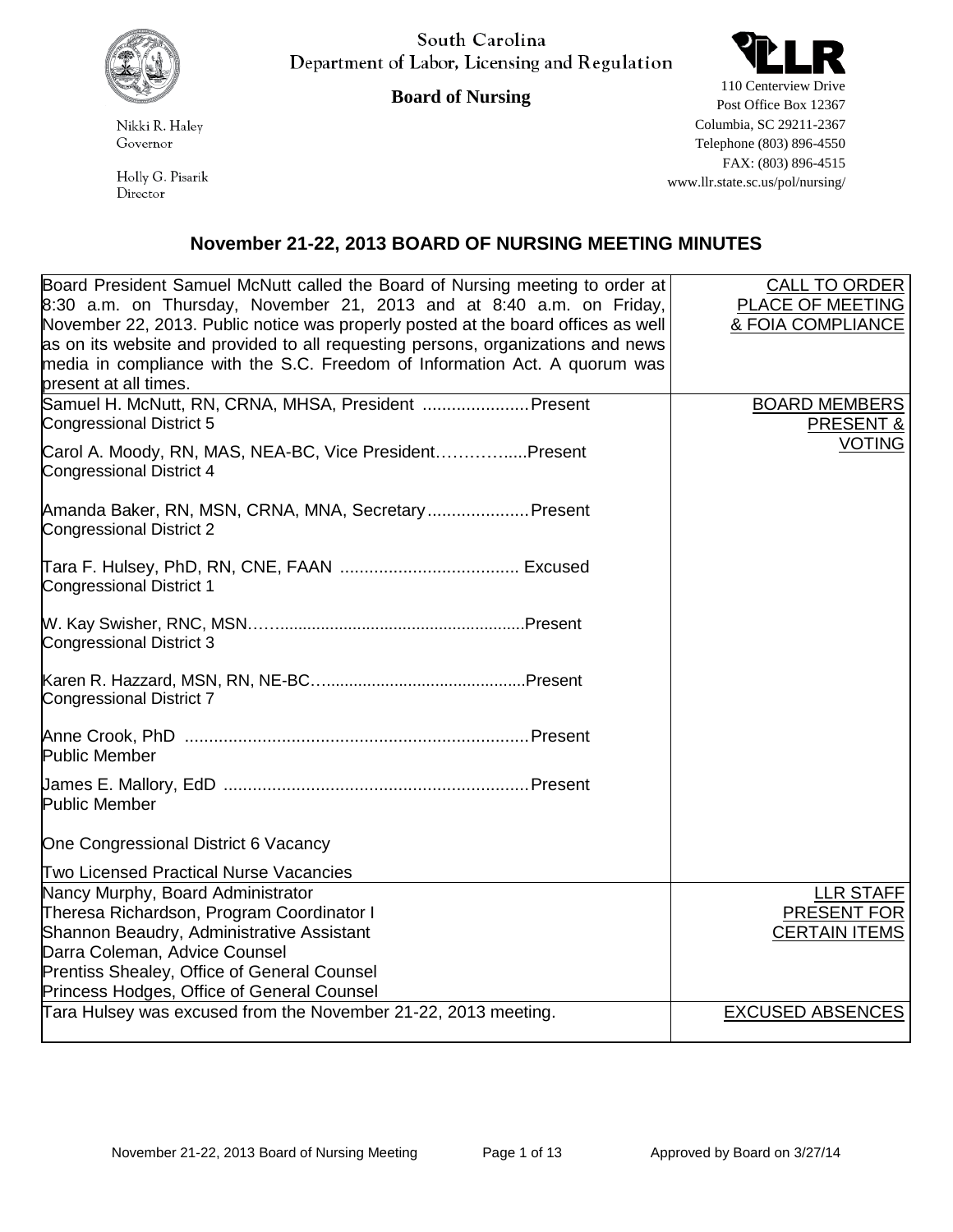South Carolina
Department of Labor, Licensing and Regulation

**Board of Nursing**

Nikki R. Haley
Governor

Holly G. Pisarik
Director

110 Centerview Drive
Post Office Box 12367
Columbia, SC 29211-2367
Telephone (803) 896-4550
FAX: (803) 896-4515
www.llr.state.sc.us/pol/nursing/

## November 21-22, 2013 BOARD OF NURSING MEETING MINUTES

| | |
|---|---|
| Board President Samuel McNutt called the Board of Nursing meeting to order at 8:30 a.m. on Thursday, November 21, 2013 and at 8:40 a.m. on Friday, November 22, 2013. Public notice was properly posted at the board offices as well as on its website and provided to all requesting persons, organizations and news media in compliance with the S.C. Freedom of Information Act. A quorum was present at all times. | CALL TO ORDER PLACE OF MEETING & FOIA COMPLIANCE |
| Samuel H. McNutt, RN, CRNA, MHSA, President ...................... Present<br>Congressional District 5<br><br>Carol A. Moody, RN, MAS, NEA-BC, Vice President…………....Present<br>Congressional District 4<br><br>Amanda Baker, RN, MSN, CRNA, MNA, Secretary..................... Present<br>Congressional District 2<br><br>Tara F. Hulsey, PhD, RN, CNE, FAAN ..................................... Excused<br>Congressional District 1<br><br>W. Kay Swisher, RNC, MSN……......................................................Present<br>Congressional District 3<br><br>Karen R. Hazzard, MSN, RN, NE-BC…...........................................Present<br>Congressional District 7<br><br>Anne Crook, PhD ....................................................................... Present<br>Public Member<br><br>James E. Mallory, EdD ................................................................ Present<br>Public Member<br><br>One Congressional District 6 Vacancy<br><br>Two Licensed Practical Nurse Vacancies | BOARD MEMBERS PRESENT & VOTING |
| Nancy Murphy, Board Administrator<br>Theresa Richardson, Program Coordinator I<br>Shannon Beaudry, Administrative Assistant<br>Darra Coleman, Advice Counsel<br>Prentiss Shealey, Office of General Counsel<br>Princess Hodges, Office of General Counsel | LLR STAFF PRESENT FOR CERTAIN ITEMS |
| Tara Hulsey was excused from the November 21-22, 2013 meeting. | EXCUSED ABSENCES |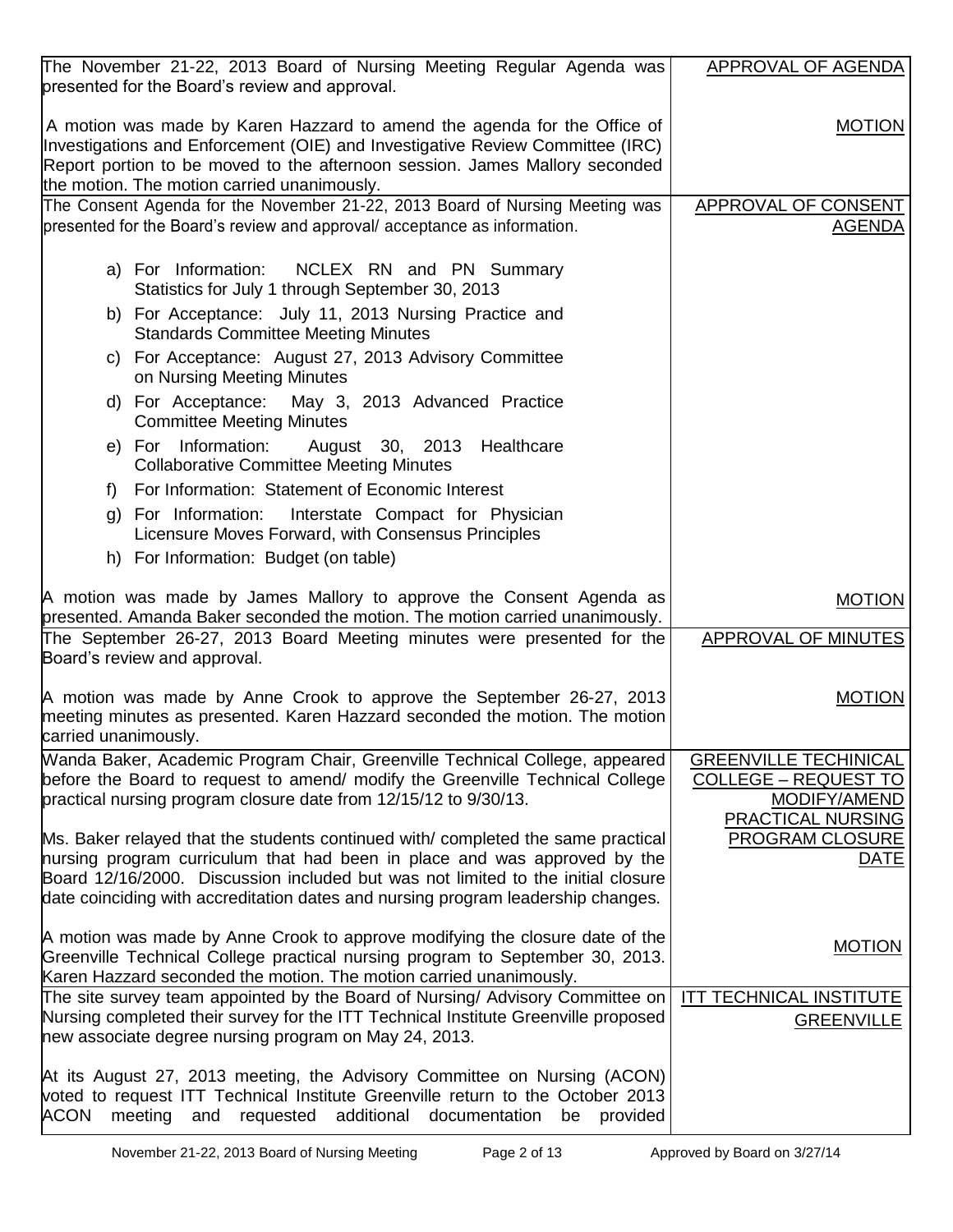| | |
|---|---|
| The November 21-22, 2013 Board of Nursing Meeting Regular Agenda was presented for the Board's review and approval. | APPROVAL OF AGENDA |
| A motion was made by Karen Hazzard to amend the agenda for the Office of Investigations and Enforcement (OIE) and Investigative Review Committee (IRC) Report portion to be moved to the afternoon session. James Mallory seconded the motion. The motion carried unanimously. | MOTION |
| The Consent Agenda for the November 21-22, 2013 Board of Nursing Meeting was presented for the Board's review and approval/ acceptance as information.<br><br>a) For Information: NCLEX RN and PN Summary Statistics for July 1 through September 30, 2013<br>b) For Acceptance: July 11, 2013 Nursing Practice and Standards Committee Meeting Minutes<br>c) For Acceptance: August 27, 2013 Advisory Committee on Nursing Meeting Minutes<br>d) For Acceptance: May 3, 2013 Advanced Practice Committee Meeting Minutes<br>e) For Information: August 30, 2013 Healthcare Collaborative Committee Meeting Minutes<br>f) For Information: Statement of Economic Interest<br>g) For Information: Interstate Compact for Physician Licensure Moves Forward, with Consensus Principles<br>h) For Information: Budget (on table) | APPROVAL OF CONSENT AGENDA |
| A motion was made by James Mallory to approve the Consent Agenda as presented. Amanda Baker seconded the motion. The motion carried unanimously. | MOTION |
| The September 26-27, 2013 Board Meeting minutes were presented for the Board's review and approval. | APPROVAL OF MINUTES |
| A motion was made by Anne Crook to approve the September 26-27, 2013 meeting minutes as presented. Karen Hazzard seconded the motion. The motion carried unanimously. | MOTION |
| Wanda Baker, Academic Program Chair, Greenville Technical College, appeared before the Board to request to amend/ modify the Greenville Technical College practical nursing program closure date from 12/15/12 to 9/30/13.<br><br>Ms. Baker relayed that the students continued with/ completed the same practical nursing program curriculum that had been in place and was approved by the Board 12/16/2000. Discussion included but was not limited to the initial closure date coinciding with accreditation dates and nursing program leadership changes. | GREENVILLE TECHINICAL COLLEGE – REQUEST TO MODIFY/AMEND PRACTICAL NURSING PROGRAM CLOSURE DATE |
| A motion was made by Anne Crook to approve modifying the closure date of the Greenville Technical College practical nursing program to September 30, 2013. Karen Hazzard seconded the motion. The motion carried unanimously. | MOTION |
| The site survey team appointed by the Board of Nursing/ Advisory Committee on Nursing completed their survey for the ITT Technical Institute Greenville proposed new associate degree nursing program on May 24, 2013.<br><br>At its August 27, 2013 meeting, the Advisory Committee on Nursing (ACON) voted to request ITT Technical Institute Greenville return to the October 2013 ACON meeting and requested additional documentation be provided | ITT TECHNICAL INSTITUTE GREENVILLE |

Approved by Board on 3/27/14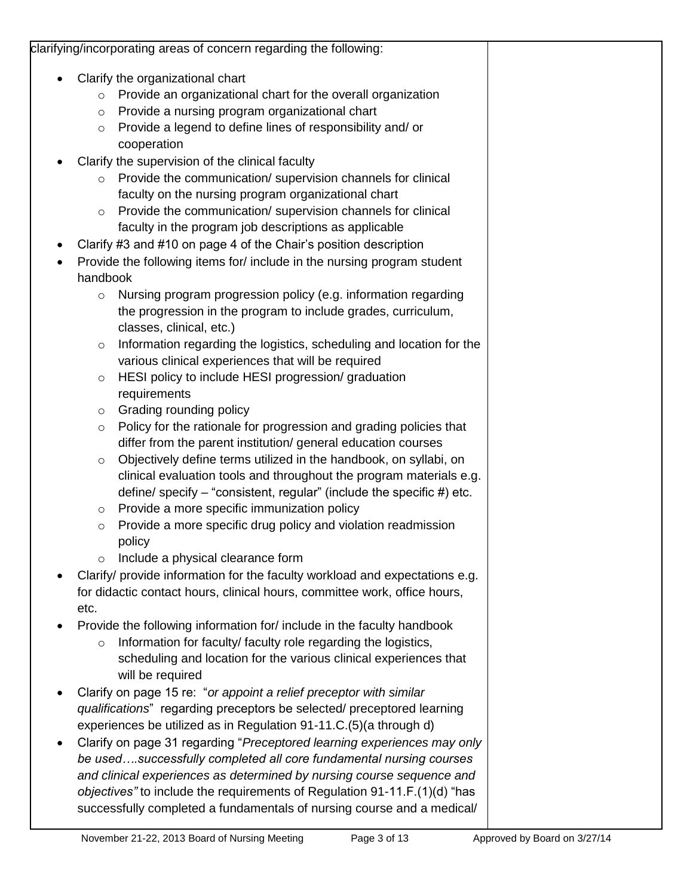| | |
|---|---|
| clarifying/incorporating areas of concern regarding the following:<br><br>• Clarify the organizational chart<br>  ○ Provide an organizational chart for the overall organization<br>  ○ Provide a nursing program organizational chart<br>  ○ Provide a legend to define lines of responsibility and/ or cooperation<br>• Clarify the supervision of the clinical faculty<br>  ○ Provide the communication/ supervision channels for clinical faculty on the nursing program organizational chart<br>  ○ Provide the communication/ supervision channels for clinical faculty in the program job descriptions as applicable<br>• Clarify #3 and #10 on page 4 of the Chair's position description<br>• Provide the following items for/ include in the nursing program student handbook<br>  ○ Nursing program progression policy (e.g. information regarding the progression in the program to include grades, curriculum, classes, clinical, etc.)<br>  ○ Information regarding the logistics, scheduling and location for the various clinical experiences that will be required<br>  ○ HESI policy to include HESI progression/ graduation requirements<br>  ○ Grading rounding policy<br>  ○ Policy for the rationale for progression and grading policies that differ from the parent institution/ general education courses<br>  ○ Objectively define terms utilized in the handbook, on syllabi, on clinical evaluation tools and throughout the program materials e.g. define/ specify – "consistent, regular" (include the specific #) etc.<br>  ○ Provide a more specific immunization policy<br>  ○ Provide a more specific drug policy and violation readmission policy<br>  ○ Include a physical clearance form<br>• Clarify/ provide information for the faculty workload and expectations e.g. for didactic contact hours, clinical hours, committee work, office hours, etc.<br>• Provide the following information for/ include in the faculty handbook<br>  ○ Information for faculty/ faculty role regarding the logistics, scheduling and location for the various clinical experiences that will be required<br>• Clarify on page 15 re: "*or appoint a relief preceptor with similar qualifications*" regarding preceptors be selected/ preceptored learning experiences be utilized as in Regulation 91-11.C.(5)(a through d)<br>• Clarify on page 31 regarding "*Preceptored learning experiences may only be used….successfully completed all core fundamental nursing courses and clinical experiences as determined by nursing course sequence and objectives"* to include the requirements of Regulation 91-11.F.(1)(d) "has successfully completed a fundamentals of nursing course and a medical/ | |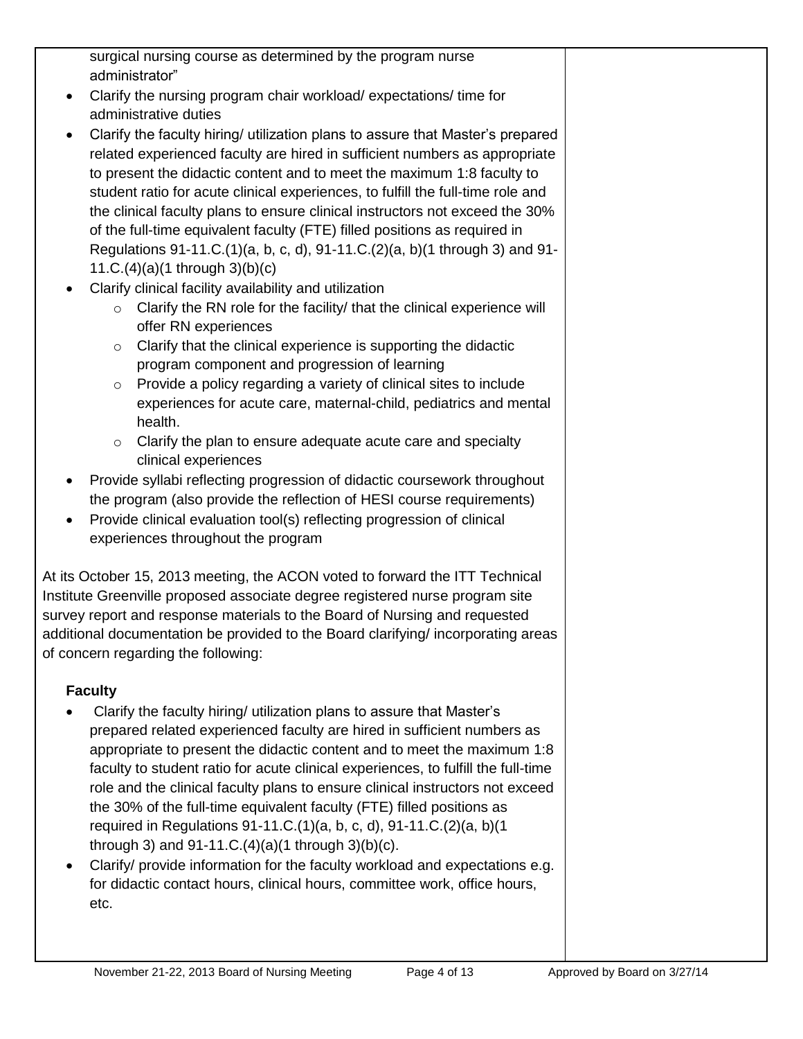surgical nursing course as determined by the program nurse administrator"

- Clarify the nursing program chair workload/ expectations/ time for administrative duties
- Clarify the faculty hiring/ utilization plans to assure that Master's prepared related experienced faculty are hired in sufficient numbers as appropriate to present the didactic content and to meet the maximum 1:8 faculty to student ratio for acute clinical experiences, to fulfill the full-time role and the clinical faculty plans to ensure clinical instructors not exceed the 30% of the full-time equivalent faculty (FTE) filled positions as required in Regulations 91-11.C.(1)(a, b, c, d), 91-11.C.(2)(a, b)(1 through 3) and 91-11.C.(4)(a)(1 through 3)(b)(c)
- Clarify clinical facility availability and utilization
  - Clarify the RN role for the facility/ that the clinical experience will offer RN experiences
  - Clarify that the clinical experience is supporting the didactic program component and progression of learning
  - Provide a policy regarding a variety of clinical sites to include experiences for acute care, maternal-child, pediatrics and mental health.
  - Clarify the plan to ensure adequate acute care and specialty clinical experiences
- Provide syllabi reflecting progression of didactic coursework throughout the program (also provide the reflection of HESI course requirements)
- Provide clinical evaluation tool(s) reflecting progression of clinical experiences throughout the program

At its October 15, 2013 meeting, the ACON voted to forward the ITT Technical Institute Greenville proposed associate degree registered nurse program site survey report and response materials to the Board of Nursing and requested additional documentation be provided to the Board clarifying/ incorporating areas of concern regarding the following:

**Faculty**

- Clarify the faculty hiring/ utilization plans to assure that Master's prepared related experienced faculty are hired in sufficient numbers as appropriate to present the didactic content and to meet the maximum 1:8 faculty to student ratio for acute clinical experiences, to fulfill the full-time role and the clinical faculty plans to ensure clinical instructors not exceed the 30% of the full-time equivalent faculty (FTE) filled positions as required in Regulations 91-11.C.(1)(a, b, c, d), 91-11.C.(2)(a, b)(1 through 3) and 91-11.C.(4)(a)(1 through 3)(b)(c).
- Clarify/ provide information for the faculty workload and expectations e.g. for didactic contact hours, clinical hours, committee work, office hours, etc.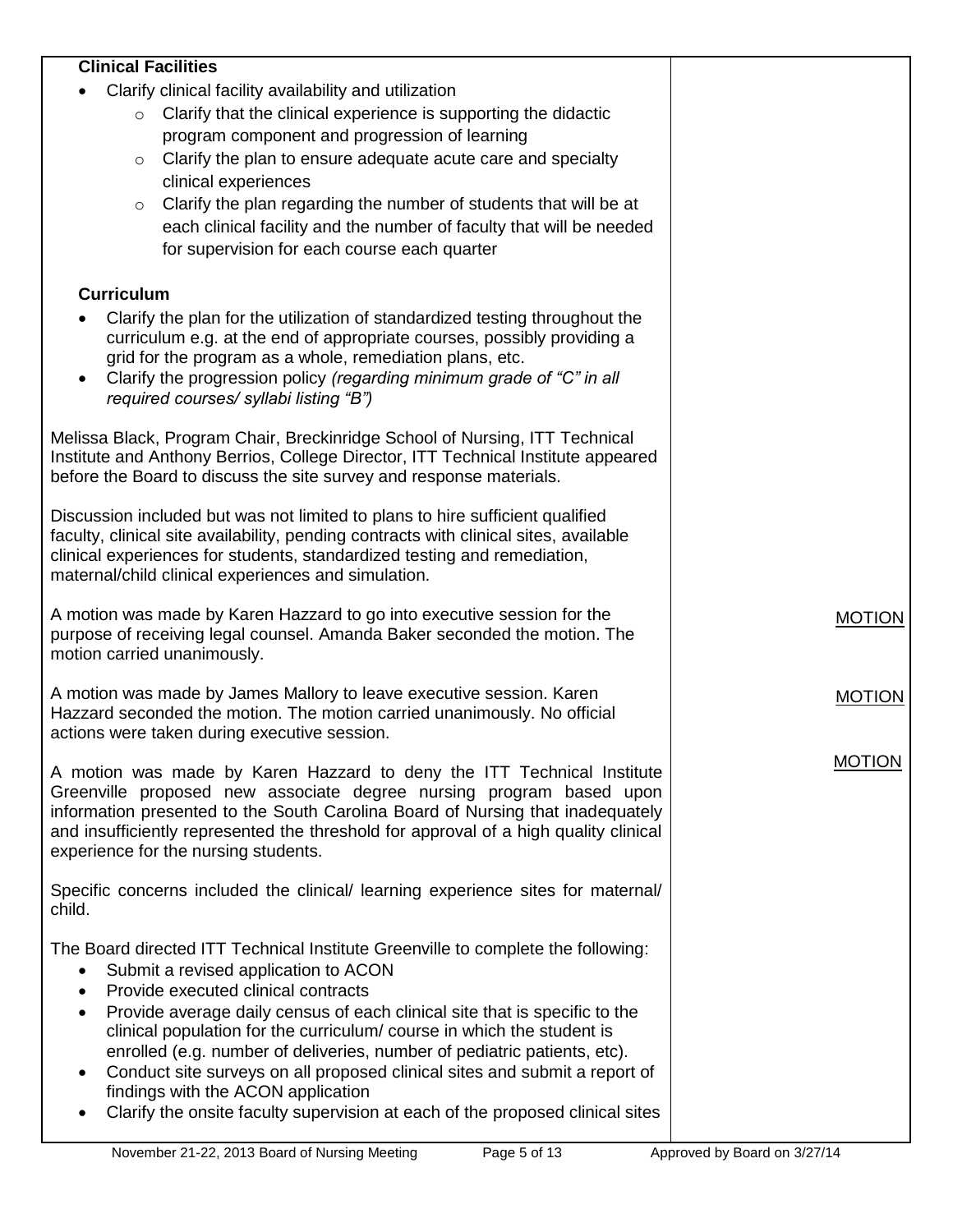**Clinical Facilities**

- Clarify clinical facility availability and utilization
  - Clarify that the clinical experience is supporting the didactic program component and progression of learning
  - Clarify the plan to ensure adequate acute care and specialty clinical experiences
  - Clarify the plan regarding the number of students that will be at each clinical facility and the number of faculty that will be needed for supervision for each course each quarter

**Curriculum**

- Clarify the plan for the utilization of standardized testing throughout the curriculum e.g. at the end of appropriate courses, possibly providing a grid for the program as a whole, remediation plans, etc.
- Clarify the progression policy *(regarding minimum grade of "C" in all required courses/ syllabi listing "B")*

Melissa Black, Program Chair, Breckinridge School of Nursing, ITT Technical Institute and Anthony Berrios, College Director, ITT Technical Institute appeared before the Board to discuss the site survey and response materials.

Discussion included but was not limited to plans to hire sufficient qualified faculty, clinical site availability, pending contracts with clinical sites, available clinical experiences for students, standardized testing and remediation, maternal/child clinical experiences and simulation.

A motion was made by Karen Hazzard to go into executive session for the purpose of receiving legal counsel. Amanda Baker seconded the motion. The motion carried unanimously. — MOTION

A motion was made by James Mallory to leave executive session. Karen Hazzard seconded the motion. The motion carried unanimously. No official actions were taken during executive session. — MOTION

A motion was made by Karen Hazzard to deny the ITT Technical Institute Greenville proposed new associate degree nursing program based upon information presented to the South Carolina Board of Nursing that inadequately and insufficiently represented the threshold for approval of a high quality clinical experience for the nursing students. — MOTION

Specific concerns included the clinical/ learning experience sites for maternal/ child.

The Board directed ITT Technical Institute Greenville to complete the following:

- Submit a revised application to ACON
- Provide executed clinical contracts
- Provide average daily census of each clinical site that is specific to the clinical population for the curriculum/ course in which the student is enrolled (e.g. number of deliveries, number of pediatric patients, etc).
- Conduct site surveys on all proposed clinical sites and submit a report of findings with the ACON application
- Clarify the onsite faculty supervision at each of the proposed clinical sites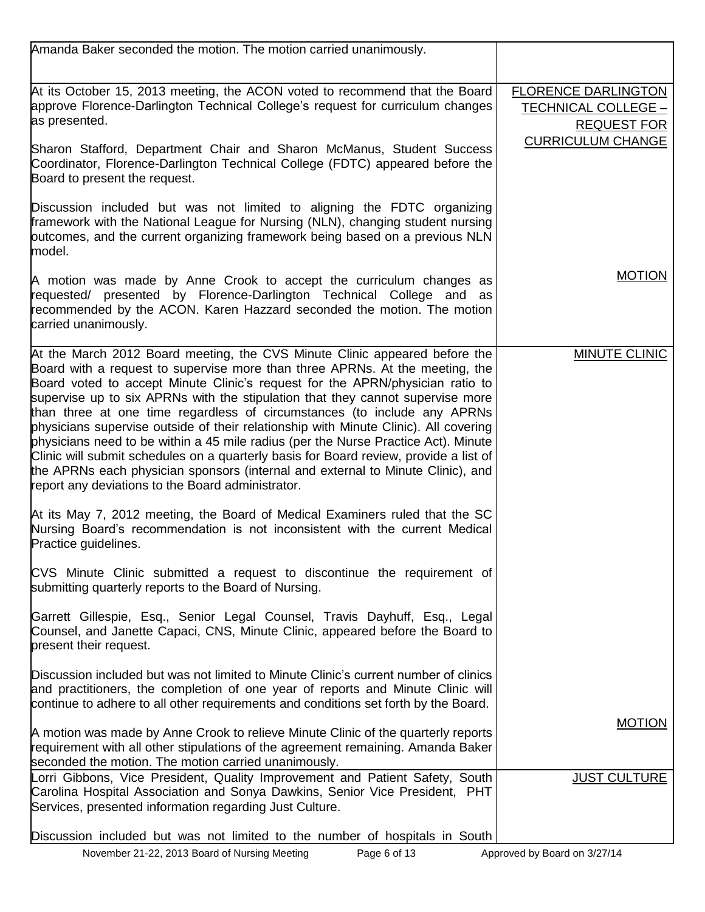| | |
|---|---|
| Amanda Baker seconded the motion. The motion carried unanimously. | |
| At its October 15, 2013 meeting, the ACON voted to recommend that the Board approve Florence-Darlington Technical College's request for curriculum changes as presented.<br><br>Sharon Stafford, Department Chair and Sharon McManus, Student Success Coordinator, Florence-Darlington Technical College (FDTC) appeared before the Board to present the request.<br><br>Discussion included but was not limited to aligning the FDTC organizing framework with the National League for Nursing (NLN), changing student nursing outcomes, and the current organizing framework being based on a previous NLN model.<br><br>A motion was made by Anne Crook to accept the curriculum changes as requested/ presented by Florence-Darlington Technical College and as recommended by the ACON. Karen Hazzard seconded the motion. The motion carried unanimously. | FLORENCE DARLINGTON TECHNICAL COLLEGE – REQUEST FOR CURRICULUM CHANGE<br><br>MOTION |
| At the March 2012 Board meeting, the CVS Minute Clinic appeared before the Board with a request to supervise more than three APRNs. At the meeting, the Board voted to accept Minute Clinic's request for the APRN/physician ratio to supervise up to six APRNs with the stipulation that they cannot supervise more than three at one time regardless of circumstances (to include any APRNs physicians supervise outside of their relationship with Minute Clinic). All covering physicians need to be within a 45 mile radius (per the Nurse Practice Act). Minute Clinic will submit schedules on a quarterly basis for Board review, provide a list of the APRNs each physician sponsors (internal and external to Minute Clinic), and report any deviations to the Board administrator.<br><br>At its May 7, 2012 meeting, the Board of Medical Examiners ruled that the SC Nursing Board's recommendation is not inconsistent with the current Medical Practice guidelines.<br><br>CVS Minute Clinic submitted a request to discontinue the requirement of submitting quarterly reports to the Board of Nursing.<br><br>Garrett Gillespie, Esq., Senior Legal Counsel, Travis Dayhuff, Esq., Legal Counsel, and Janette Capaci, CNS, Minute Clinic, appeared before the Board to present their request.<br><br>Discussion included but was not limited to Minute Clinic's current number of clinics and practitioners, the completion of one year of reports and Minute Clinic will continue to adhere to all other requirements and conditions set forth by the Board.<br><br>A motion was made by Anne Crook to relieve Minute Clinic of the quarterly reports requirement with all other stipulations of the agreement remaining. Amanda Baker seconded the motion. The motion carried unanimously. | MINUTE CLINIC<br><br>MOTION |
| Lorri Gibbons, Vice President, Quality Improvement and Patient Safety, South Carolina Hospital Association and Sonya Dawkins, Senior Vice President, PHT Services, presented information regarding Just Culture.<br><br>Discussion included but was not limited to the number of hospitals in South | JUST CULTURE |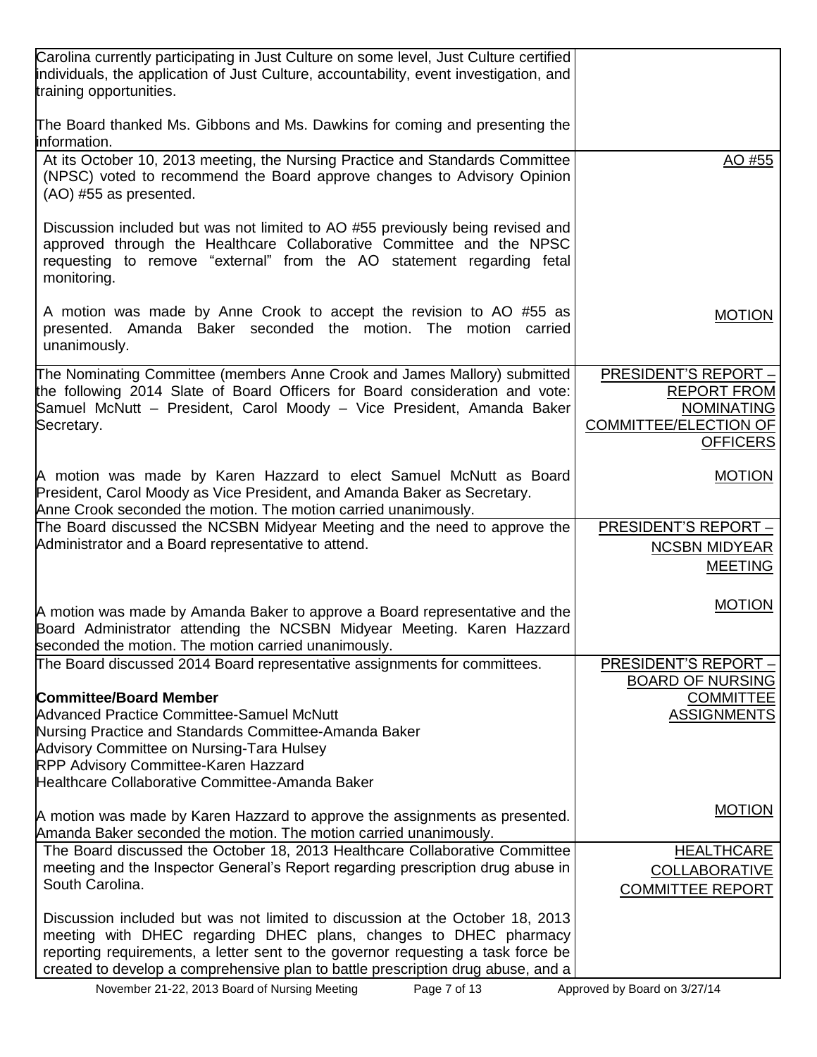| | |
|---|---|
| Carolina currently participating in Just Culture on some level, Just Culture certified individuals, the application of Just Culture, accountability, event investigation, and training opportunities.<br><br>The Board thanked Ms. Gibbons and Ms. Dawkins for coming and presenting the information. | |
| At its October 10, 2013 meeting, the Nursing Practice and Standards Committee (NPSC) voted to recommend the Board approve changes to Advisory Opinion (AO) #55 as presented.<br><br>Discussion included but was not limited to AO #55 previously being revised and approved through the Healthcare Collaborative Committee and the NPSC requesting to remove "external" from the AO statement regarding fetal monitoring.<br><br>A motion was made by Anne Crook to accept the revision to AO #55 as presented. Amanda Baker seconded the motion. The motion carried unanimously. | AO #55<br><br><br><br><br><br>MOTION |
| The Nominating Committee (members Anne Crook and James Mallory) submitted the following 2014 Slate of Board Officers for Board consideration and vote: Samuel McNutt – President, Carol Moody – Vice President, Amanda Baker Secretary.<br><br>A motion was made by Karen Hazzard to elect Samuel McNutt as Board President, Carol Moody as Vice President, and Amanda Baker as Secretary. Anne Crook seconded the motion. The motion carried unanimously. | PRESIDENT'S REPORT – REPORT FROM NOMINATING COMMITTEE/ELECTION OF OFFICERS<br><br>MOTION |
| The Board discussed the NCSBN Midyear Meeting and the need to approve the Administrator and a Board representative to attend.<br><br>A motion was made by Amanda Baker to approve a Board representative and the Board Administrator attending the NCSBN Midyear Meeting. Karen Hazzard seconded the motion. The motion carried unanimously. | PRESIDENT'S REPORT – NCSBN MIDYEAR MEETING<br><br>MOTION |
| The Board discussed 2014 Board representative assignments for committees.<br><br>**Committee/Board Member**<br>Advanced Practice Committee-Samuel McNutt<br>Nursing Practice and Standards Committee-Amanda Baker<br>Advisory Committee on Nursing-Tara Hulsey<br>RPP Advisory Committee-Karen Hazzard<br>Healthcare Collaborative Committee-Amanda Baker<br><br>A motion was made by Karen Hazzard to approve the assignments as presented. Amanda Baker seconded the motion. The motion carried unanimously. | PRESIDENT'S REPORT – BOARD OF NURSING COMMITTEE ASSIGNMENTS<br><br><br><br><br>MOTION |
| The Board discussed the October 18, 2013 Healthcare Collaborative Committee meeting and the Inspector General's Report regarding prescription drug abuse in South Carolina.<br><br>Discussion included but was not limited to discussion at the October 18, 2013 meeting with DHEC regarding DHEC plans, changes to DHEC pharmacy reporting requirements, a letter sent to the governor requesting a task force be created to develop a comprehensive plan to battle prescription drug abuse, and a | HEALTHCARE COLLABORATIVE COMMITTEE REPORT |

November 21-22, 2013 Board of Nursing Meeting Approved by Board on 3/27/14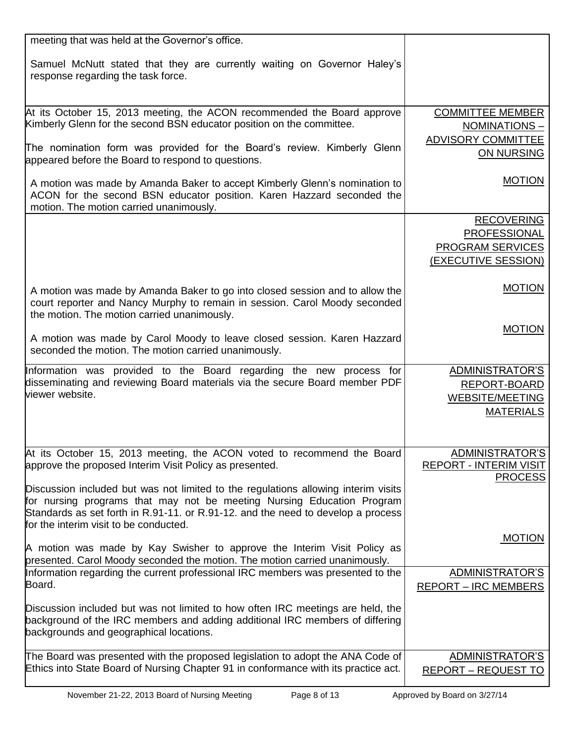| | |
|---|---|
| meeting that was held at the Governor's office.<br><br>Samuel McNutt stated that they are currently waiting on Governor Haley's response regarding the task force. | |
| At its October 15, 2013 meeting, the ACON recommended the Board approve Kimberly Glenn for the second BSN educator position on the committee.<br><br>The nomination form was provided for the Board's review. Kimberly Glenn appeared before the Board to respond to questions.<br><br>A motion was made by Amanda Baker to accept Kimberly Glenn's nomination to ACON for the second BSN educator position. Karen Hazzard seconded the motion. The motion carried unanimously. | COMMITTEE MEMBER NOMINATIONS – ADVISORY COMMITTEE ON NURSING<br><br>MOTION |
| A motion was made by Amanda Baker to go into closed session and to allow the court reporter and Nancy Murphy to remain in session. Carol Moody seconded the motion. The motion carried unanimously.<br><br>A motion was made by Carol Moody to leave closed session. Karen Hazzard seconded the motion. The motion carried unanimously. | RECOVERING PROFESSIONAL PROGRAM SERVICES (EXECUTIVE SESSION)<br><br>MOTION<br><br>MOTION |
| Information was provided to the Board regarding the new process for disseminating and reviewing Board materials via the secure Board member PDF viewer website. | ADMINISTRATOR'S REPORT-BOARD WEBSITE/MEETING MATERIALS |
| At its October 15, 2013 meeting, the ACON voted to recommend the Board approve the proposed Interim Visit Policy as presented.<br><br>Discussion included but was not limited to the regulations allowing interim visits for nursing programs that may not be meeting Nursing Education Program Standards as set forth in R.91-11. or R.91-12. and the need to develop a process for the interim visit to be conducted.<br><br>A motion was made by Kay Swisher to approve the Interim Visit Policy as presented. Carol Moody seconded the motion. The motion carried unanimously. | ADMINISTRATOR'S REPORT - INTERIM VISIT PROCESS<br><br>MOTION |
| Information regarding the current professional IRC members was presented to the Board.<br><br>Discussion included but was not limited to how often IRC meetings are held, the background of the IRC members and adding additional IRC members of differing backgrounds and geographical locations. | ADMINISTRATOR'S REPORT – IRC MEMBERS |
| The Board was presented with the proposed legislation to adopt the ANA Code of Ethics into State Board of Nursing Chapter 91 in conformance with its practice act. | ADMINISTRATOR'S REPORT – REQUEST TO |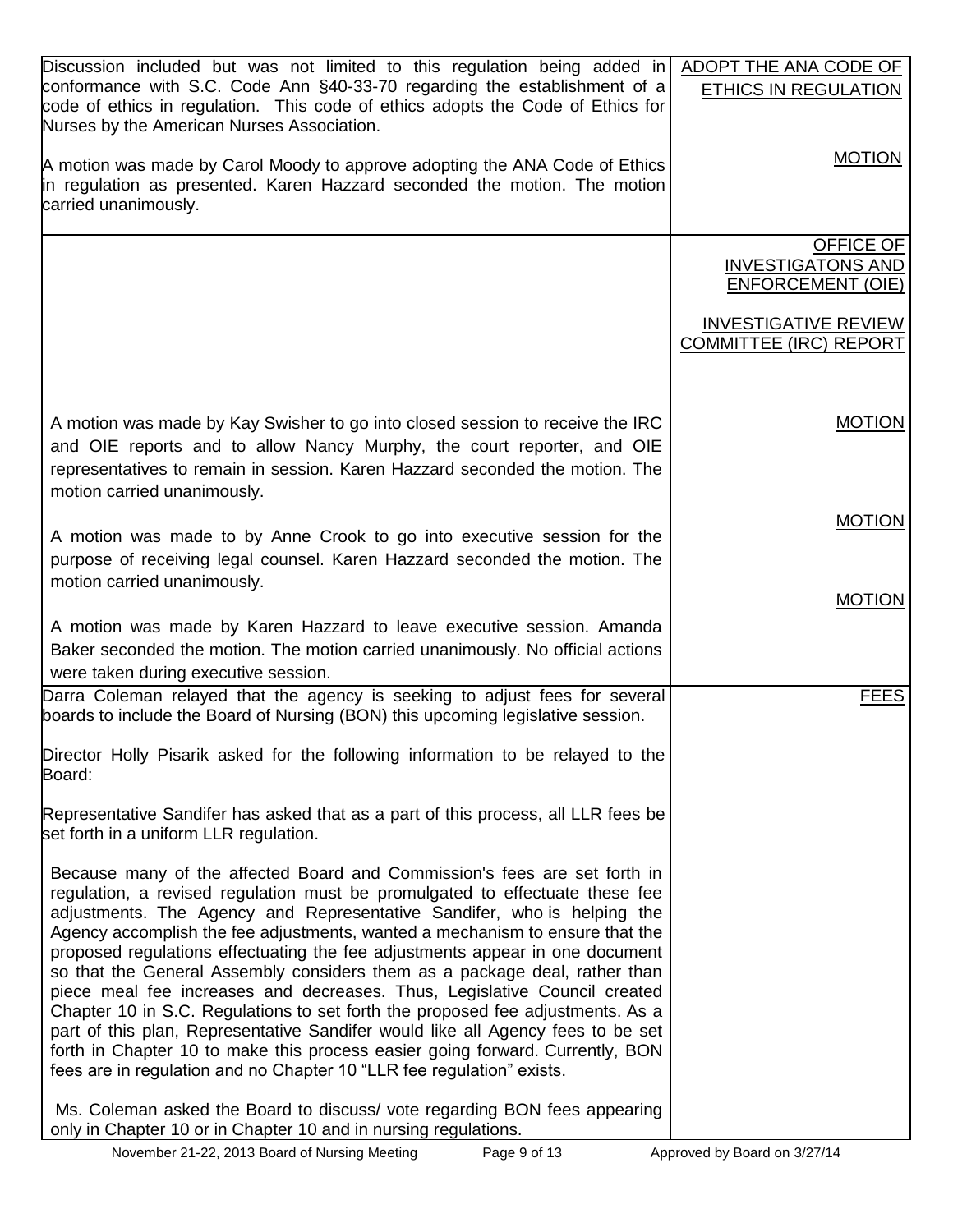| | |
|---|---|
| Discussion included but was not limited to this regulation being added in conformance with S.C. Code Ann §40-33-70 regarding the establishment of a code of ethics in regulation. This code of ethics adopts the Code of Ethics for Nurses by the American Nurses Association. | ADOPT THE ANA CODE OF ETHICS IN REGULATION |
| A motion was made by Carol Moody to approve adopting the ANA Code of Ethics in regulation as presented. Karen Hazzard seconded the motion. The motion carried unanimously. | MOTION |
| | OFFICE OF INVESTIGATONS AND ENFORCEMENT (OIE) |
| | INVESTIGATIVE REVIEW COMMITTEE (IRC) REPORT |
| A motion was made by Kay Swisher to go into closed session to receive the IRC and OIE reports and to allow Nancy Murphy, the court reporter, and OIE representatives to remain in session. Karen Hazzard seconded the motion. The motion carried unanimously. | MOTION |
| A motion was made to by Anne Crook to go into executive session for the purpose of receiving legal counsel. Karen Hazzard seconded the motion. The motion carried unanimously. | MOTION |
| A motion was made by Karen Hazzard to leave executive session. Amanda Baker seconded the motion. The motion carried unanimously. No official actions were taken during executive session. | MOTION |
| Darra Coleman relayed that the agency is seeking to adjust fees for several boards to include the Board of Nursing (BON) this upcoming legislative session.<br><br>Director Holly Pisarik asked for the following information to be relayed to the Board:<br><br>Representative Sandifer has asked that as a part of this process, all LLR fees be set forth in a uniform LLR regulation.<br><br>Because many of the affected Board and Commission's fees are set forth in regulation, a revised regulation must be promulgated to effectuate these fee adjustments. The Agency and Representative Sandifer, who is helping the Agency accomplish the fee adjustments, wanted a mechanism to ensure that the proposed regulations effectuating the fee adjustments appear in one document so that the General Assembly considers them as a package deal, rather than piece meal fee increases and decreases. Thus, Legislative Council created Chapter 10 in S.C. Regulations to set forth the proposed fee adjustments. As a part of this plan, Representative Sandifer would like all Agency fees to be set forth in Chapter 10 to make this process easier going forward. Currently, BON fees are in regulation and no Chapter 10 "LLR fee regulation" exists.<br><br>Ms. Coleman asked the Board to discuss/ vote regarding BON fees appearing only in Chapter 10 or in Chapter 10 and in nursing regulations. | FEES |

November 21-22, 2013 Board of Nursing Meeting — Approved by Board on 3/27/14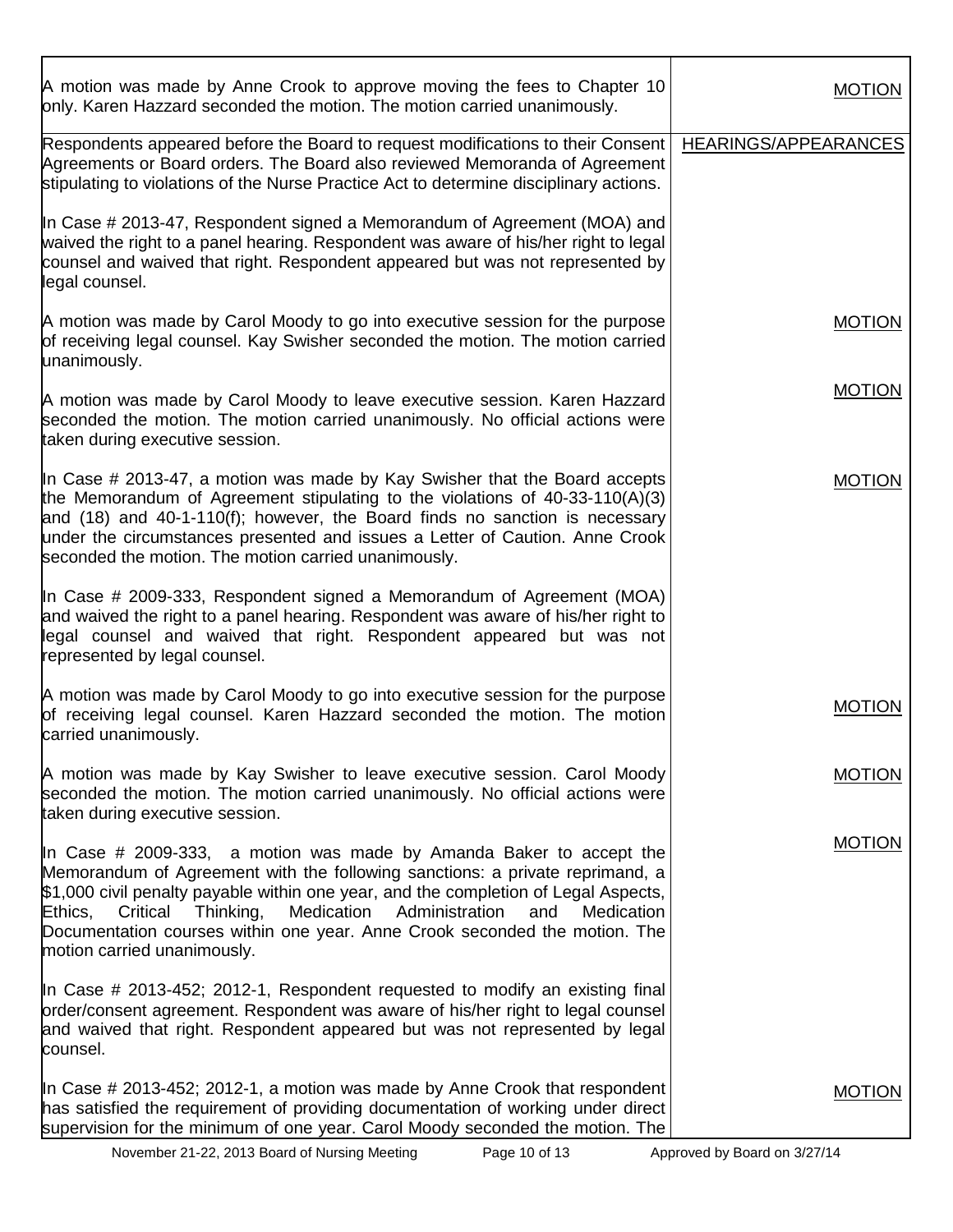| | |
|---|---|
| A motion was made by Anne Crook to approve moving the fees to Chapter 10 only. Karen Hazzard seconded the motion. The motion carried unanimously. | MOTION |
| Respondents appeared before the Board to request modifications to their Consent Agreements or Board orders. The Board also reviewed Memoranda of Agreement stipulating to violations of the Nurse Practice Act to determine disciplinary actions.<br><br>In Case # 2013-47, Respondent signed a Memorandum of Agreement (MOA) and waived the right to a panel hearing. Respondent was aware of his/her right to legal counsel and waived that right. Respondent appeared but was not represented by legal counsel. | HEARINGS/APPEARANCES |
| A motion was made by Carol Moody to go into executive session for the purpose of receiving legal counsel. Kay Swisher seconded the motion. The motion carried unanimously. | MOTION |
| A motion was made by Carol Moody to leave executive session. Karen Hazzard seconded the motion. The motion carried unanimously. No official actions were taken during executive session. | MOTION |
| In Case # 2013-47, a motion was made by Kay Swisher that the Board accepts the Memorandum of Agreement stipulating to the violations of 40-33-110(A)(3) and (18) and 40-1-110(f); however, the Board finds no sanction is necessary under the circumstances presented and issues a Letter of Caution. Anne Crook seconded the motion. The motion carried unanimously. | MOTION |
| In Case # 2009-333, Respondent signed a Memorandum of Agreement (MOA) and waived the right to a panel hearing. Respondent was aware of his/her right to legal counsel and waived that right. Respondent appeared but was not represented by legal counsel. | |
| A motion was made by Carol Moody to go into executive session for the purpose of receiving legal counsel. Karen Hazzard seconded the motion. The motion carried unanimously. | MOTION |
| A motion was made by Kay Swisher to leave executive session. Carol Moody seconded the motion. The motion carried unanimously. No official actions were taken during executive session. | MOTION |
| In Case # 2009-333, a motion was made by Amanda Baker to accept the Memorandum of Agreement with the following sanctions: a private reprimand, a $1,000 civil penalty payable within one year, and the completion of Legal Aspects, Ethics, Critical Thinking, Medication Administration and Medication Documentation courses within one year. Anne Crook seconded the motion. The motion carried unanimously. | MOTION |
| In Case # 2013-452; 2012-1, Respondent requested to modify an existing final order/consent agreement. Respondent was aware of his/her right to legal counsel and waived that right. Respondent appeared but was not represented by legal counsel. | |
| In Case # 2013-452; 2012-1, a motion was made by Anne Crook that respondent has satisfied the requirement of providing documentation of working under direct supervision for the minimum of one year. Carol Moody seconded the motion. The | MOTION |

November 21-22, 2013 Board of Nursing Meeting — Approved by Board on 3/27/14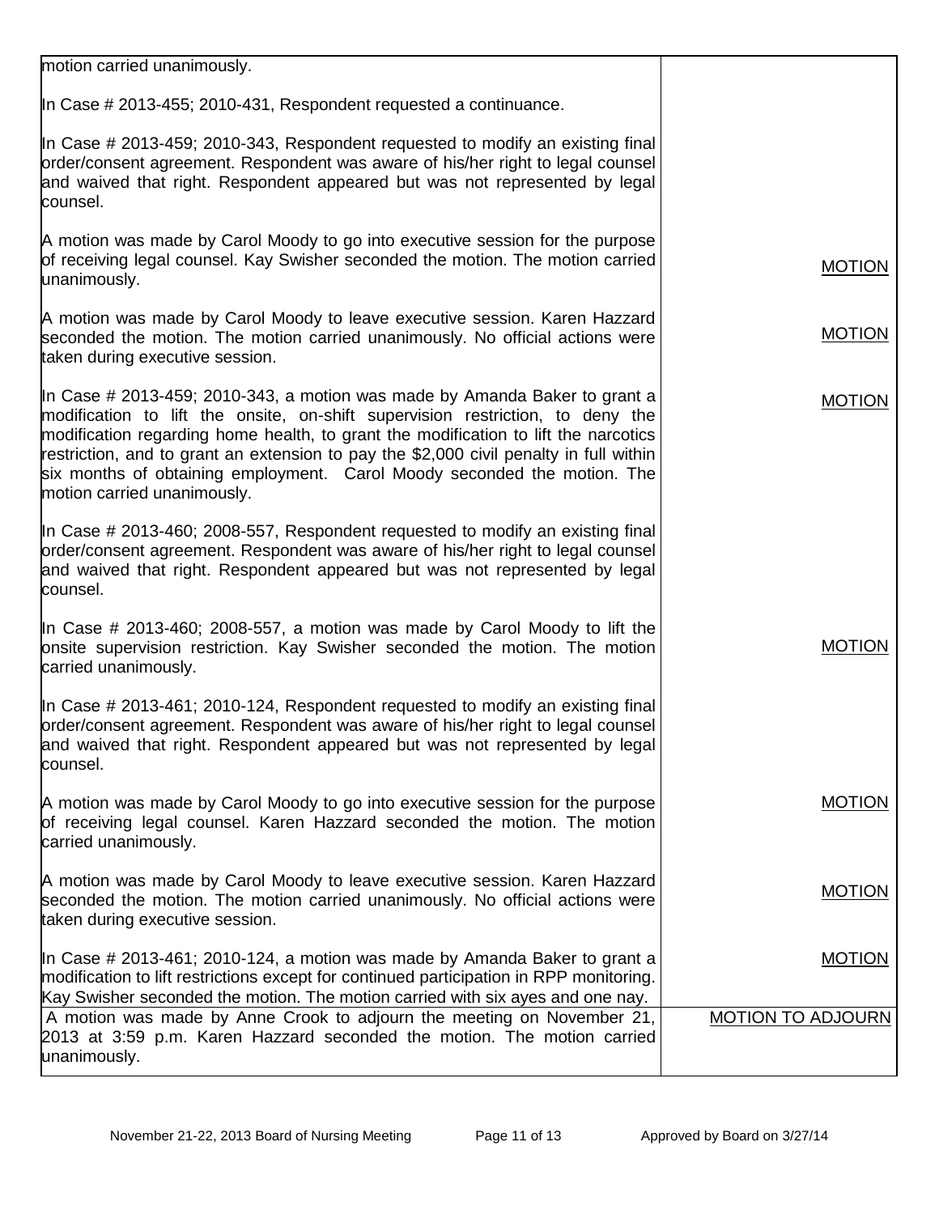| | |
|---|---|
| motion carried unanimously. | |
| In Case # 2013-455; 2010-431, Respondent requested a continuance. | |
| In Case # 2013-459; 2010-343, Respondent requested to modify an existing final order/consent agreement. Respondent was aware of his/her right to legal counsel and waived that right. Respondent appeared but was not represented by legal counsel. | |
| A motion was made by Carol Moody to go into executive session for the purpose of receiving legal counsel. Kay Swisher seconded the motion. The motion carried unanimously. | MOTION |
| A motion was made by Carol Moody to leave executive session. Karen Hazzard seconded the motion. The motion carried unanimously. No official actions were taken during executive session. | MOTION |
| In Case # 2013-459; 2010-343, a motion was made by Amanda Baker to grant a modification to lift the onsite, on-shift supervision restriction, to deny the modification regarding home health, to grant the modification to lift the narcotics restriction, and to grant an extension to pay the $2,000 civil penalty in full within six months of obtaining employment. Carol Moody seconded the motion. The motion carried unanimously. | MOTION |
| In Case # 2013-460; 2008-557, Respondent requested to modify an existing final order/consent agreement. Respondent was aware of his/her right to legal counsel and waived that right. Respondent appeared but was not represented by legal counsel. | |
| In Case # 2013-460; 2008-557, a motion was made by Carol Moody to lift the onsite supervision restriction. Kay Swisher seconded the motion. The motion carried unanimously. | MOTION |
| In Case # 2013-461; 2010-124, Respondent requested to modify an existing final order/consent agreement. Respondent was aware of his/her right to legal counsel and waived that right. Respondent appeared but was not represented by legal counsel. | |
| A motion was made by Carol Moody to go into executive session for the purpose of receiving legal counsel. Karen Hazzard seconded the motion. The motion carried unanimously. | MOTION |
| A motion was made by Carol Moody to leave executive session. Karen Hazzard seconded the motion. The motion carried unanimously. No official actions were taken during executive session. | MOTION |
| In Case # 2013-461; 2010-124, a motion was made by Amanda Baker to grant a modification to lift restrictions except for continued participation in RPP monitoring. Kay Swisher seconded the motion. The motion carried with six ayes and one nay. | MOTION |
| A motion was made by Anne Crook to adjourn the meeting on November 21, 2013 at 3:59 p.m. Karen Hazzard seconded the motion. The motion carried unanimously. | MOTION TO ADJOURN |

November 21-22, 2013 Board of Nursing Meeting — Approved by Board on 3/27/14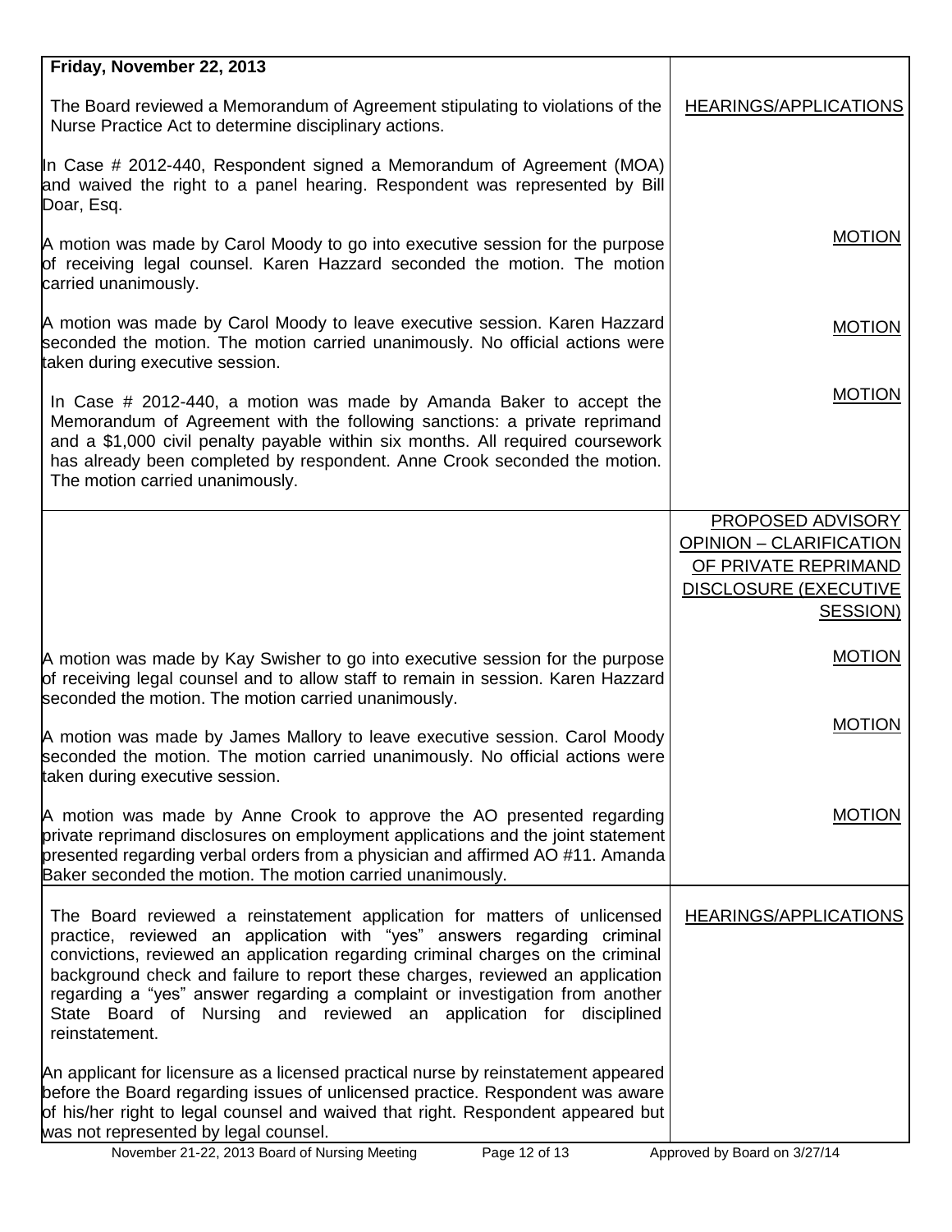**Friday, November 22, 2013**

| | |
|---|---|
| The Board reviewed a Memorandum of Agreement stipulating to violations of the Nurse Practice Act to determine disciplinary actions. | HEARINGS/APPLICATIONS |
| In Case # 2012-440, Respondent signed a Memorandum of Agreement (MOA) and waived the right to a panel hearing. Respondent was represented by Bill Doar, Esq. | |
| A motion was made by Carol Moody to go into executive session for the purpose of receiving legal counsel. Karen Hazzard seconded the motion. The motion carried unanimously. | MOTION |
| A motion was made by Carol Moody to leave executive session. Karen Hazzard seconded the motion. The motion carried unanimously. No official actions were taken during executive session. | MOTION |
| In Case # 2012-440, a motion was made by Amanda Baker to accept the Memorandum of Agreement with the following sanctions: a private reprimand and a $1,000 civil penalty payable within six months. All required coursework has already been completed by respondent. Anne Crook seconded the motion. The motion carried unanimously. | MOTION |
| | PROPOSED ADVISORY OPINION – CLARIFICATION OF PRIVATE REPRIMAND DISCLOSURE (EXECUTIVE SESSION) |
| A motion was made by Kay Swisher to go into executive session for the purpose of receiving legal counsel and to allow staff to remain in session. Karen Hazzard seconded the motion. The motion carried unanimously. | MOTION |
| A motion was made by James Mallory to leave executive session. Carol Moody seconded the motion. The motion carried unanimously. No official actions were taken during executive session. | MOTION |
| A motion was made by Anne Crook to approve the AO presented regarding private reprimand disclosures on employment applications and the joint statement presented regarding verbal orders from a physician and affirmed AO #11. Amanda Baker seconded the motion. The motion carried unanimously. | MOTION |
| The Board reviewed a reinstatement application for matters of unlicensed practice, reviewed an application with "yes" answers regarding criminal convictions, reviewed an application regarding criminal charges on the criminal background check and failure to report these charges, reviewed an application regarding a "yes" answer regarding a complaint or investigation from another State Board of Nursing and reviewed an application for disciplined reinstatement. | HEARINGS/APPLICATIONS |
| An applicant for licensure as a licensed practical nurse by reinstatement appeared before the Board regarding issues of unlicensed practice. Respondent was aware of his/her right to legal counsel and waived that right. Respondent appeared but was not represented by legal counsel. | |

November 21-22, 2013 Board of Nursing Meeting — Approved by Board on 3/27/14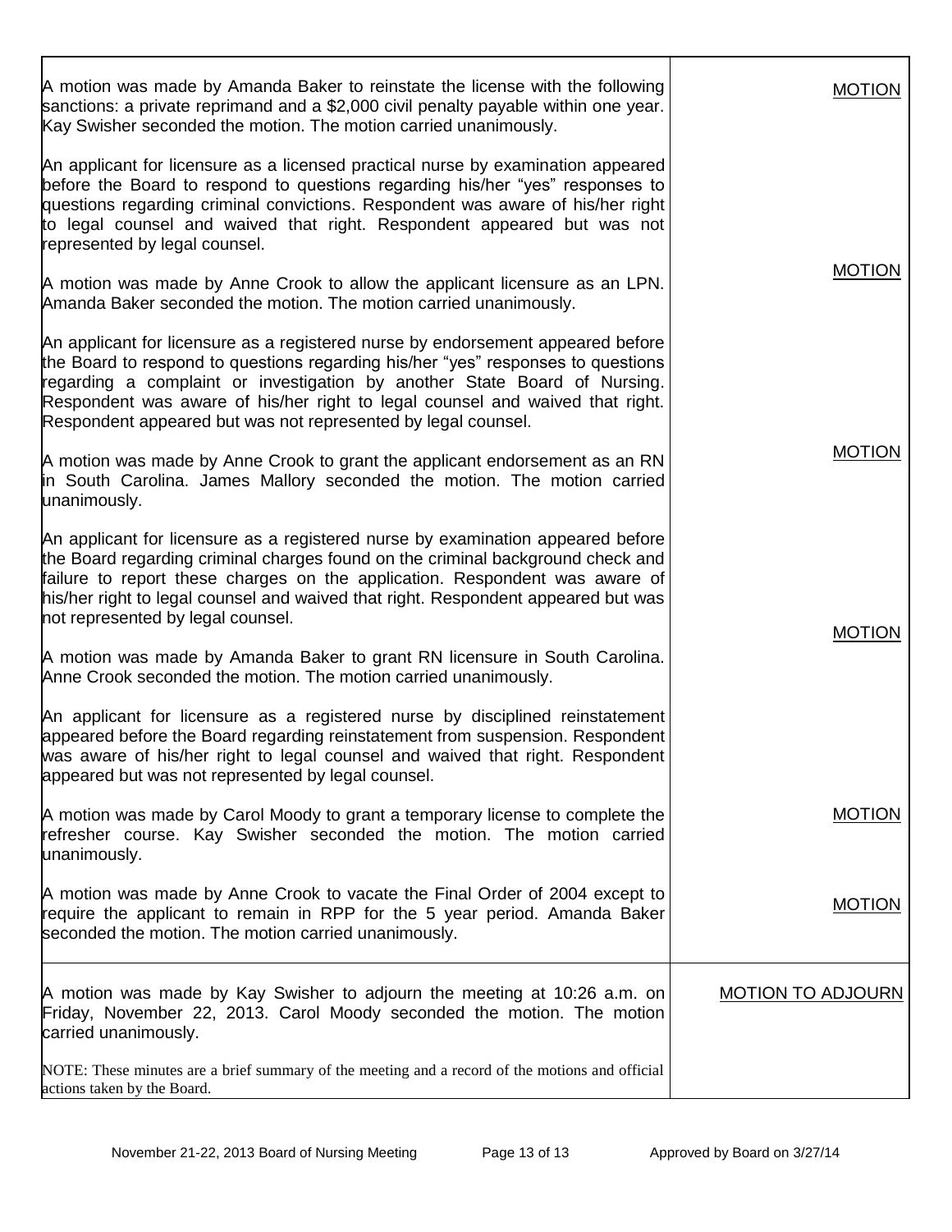| | |
|---|---|
| A motion was made by Amanda Baker to reinstate the license with the following sanctions: a private reprimand and a $2,000 civil penalty payable within one year. Kay Swisher seconded the motion. The motion carried unanimously. | MOTION |
| An applicant for licensure as a licensed practical nurse by examination appeared before the Board to respond to questions regarding his/her "yes" responses to questions regarding criminal convictions. Respondent was aware of his/her right to legal counsel and waived that right. Respondent appeared but was not represented by legal counsel. | |
| A motion was made by Anne Crook to allow the applicant licensure as an LPN. Amanda Baker seconded the motion. The motion carried unanimously. | MOTION |
| An applicant for licensure as a registered nurse by endorsement appeared before the Board to respond to questions regarding his/her "yes" responses to questions regarding a complaint or investigation by another State Board of Nursing. Respondent was aware of his/her right to legal counsel and waived that right. Respondent appeared but was not represented by legal counsel. | |
| A motion was made by Anne Crook to grant the applicant endorsement as an RN in South Carolina. James Mallory seconded the motion. The motion carried unanimously. | MOTION |
| An applicant for licensure as a registered nurse by examination appeared before the Board regarding criminal charges found on the criminal background check and failure to report these charges on the application. Respondent was aware of his/her right to legal counsel and waived that right. Respondent appeared but was not represented by legal counsel. | |
| A motion was made by Amanda Baker to grant RN licensure in South Carolina. Anne Crook seconded the motion. The motion carried unanimously. | MOTION |
| An applicant for licensure as a registered nurse by disciplined reinstatement appeared before the Board regarding reinstatement from suspension. Respondent was aware of his/her right to legal counsel and waived that right. Respondent appeared but was not represented by legal counsel. | |
| A motion was made by Carol Moody to grant a temporary license to complete the refresher course. Kay Swisher seconded the motion. The motion carried unanimously. | MOTION |
| A motion was made by Anne Crook to vacate the Final Order of 2004 except to require the applicant to remain in RPP for the 5 year period. Amanda Baker seconded the motion. The motion carried unanimously. | MOTION |
| A motion was made by Kay Swisher to adjourn the meeting at 10:26 a.m. on Friday, November 22, 2013. Carol Moody seconded the motion. The motion carried unanimously.<br><br>NOTE: These minutes are a brief summary of the meeting and a record of the motions and official actions taken by the Board. | MOTION TO ADJOURN |

November 21-22, 2013 Board of Nursing Meeting — Approved by Board on 3/27/14